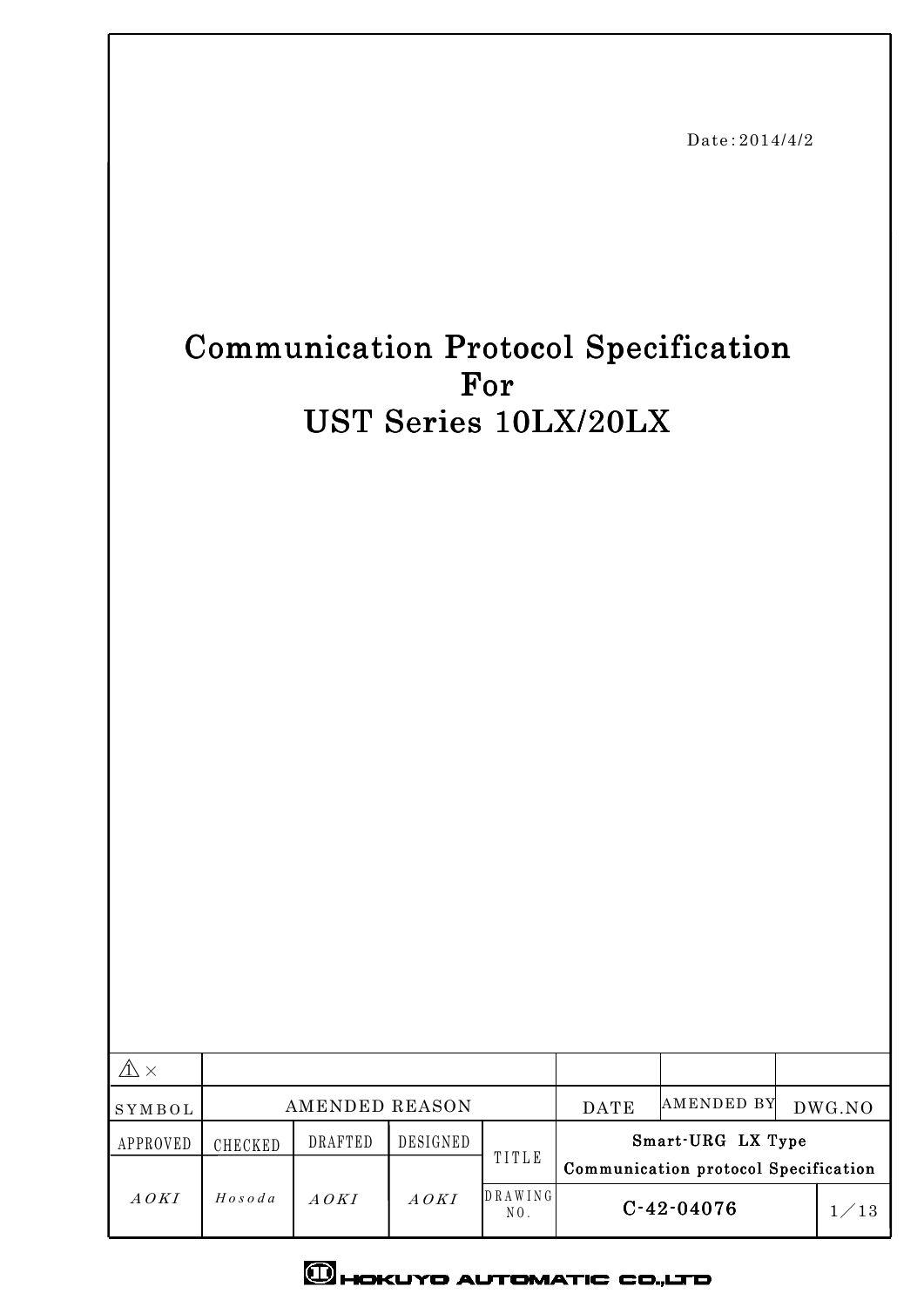Date:2014/4/2

# Communication Protocol Specification
# For
# UST Series 10LX/20LX

| ⚠ × | | | | | | | |
|---|---|---|---|---|---|---|---|
| SYMBOL | AMENDED REASON | | | | DATE | AMENDED BY | DWG.NO |
| APPROVED | CHECKED | DRAFTED | DESIGNED | TITLE | Smart-URG LX Type Communication protocol Specification | | |
| *AOKI* | *Hosoda* | *AOKI* | *AOKI* | DRAWING NO. | C-42-04076 | | 1／13 |

HOKUYO AUTOMATIC CO.,LTD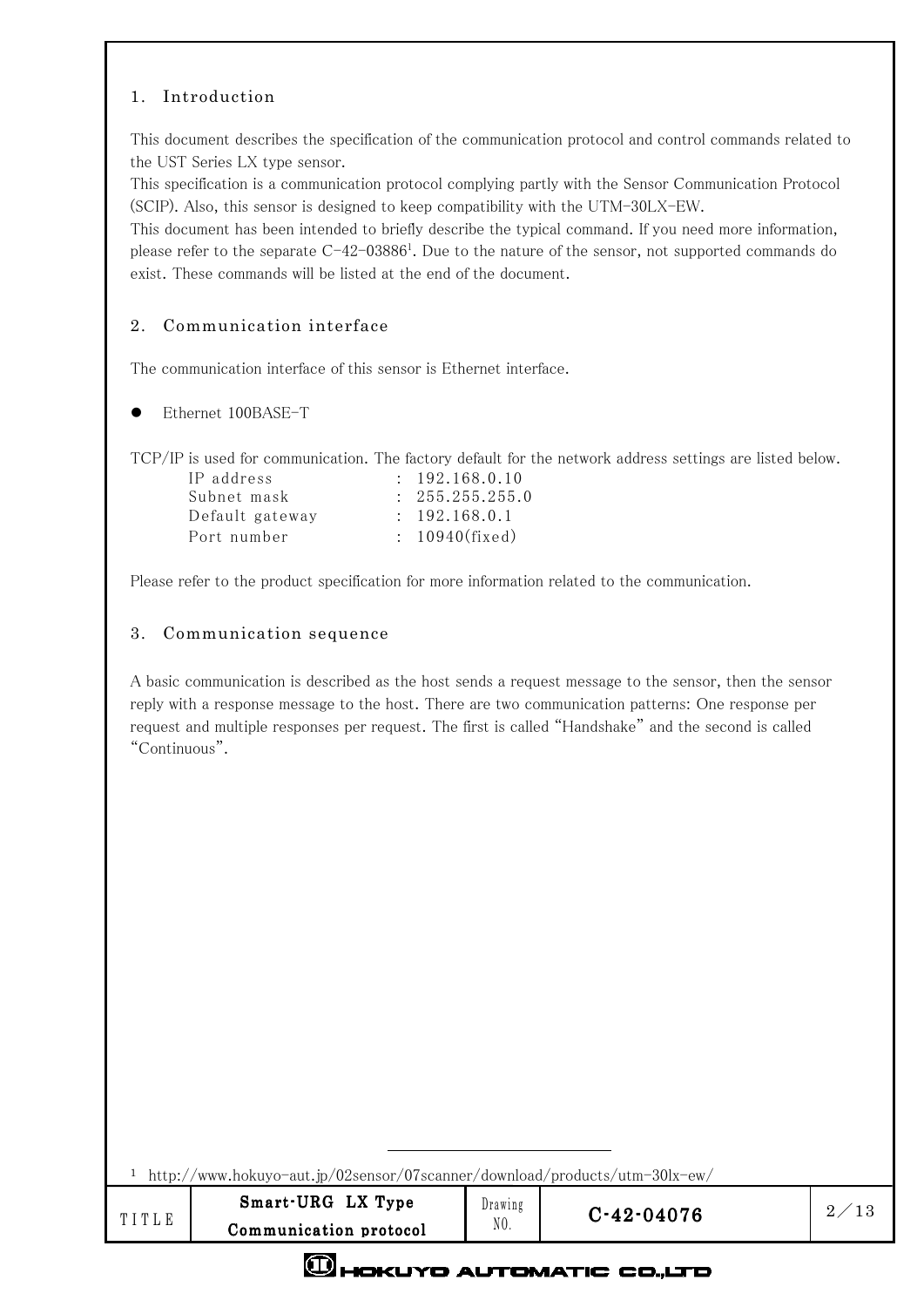## 1. Introduction

This document describes the specification of the communication protocol and control commands related to the UST Series LX type sensor.
This specification is a communication protocol complying partly with the Sensor Communication Protocol (SCIP). Also, this sensor is designed to keep compatibility with the UTM-30LX-EW.
This document has been intended to briefly describe the typical command. If you need more information, please refer to the separate C-42-03886[1]. Due to the nature of the sensor, not supported commands do exist. These commands will be listed at the end of the document.

## 2. Communication interface

The communication interface of this sensor is Ethernet interface.

- Ethernet 100BASE-T

TCP/IP is used for communication. The factory default for the network address settings are listed below.

| | | |
|---|---|---|
| IP address | : | 192.168.0.10 |
| Subnet mask | : | 255.255.255.0 |
| Default gateway | : | 192.168.0.1 |
| Port number | : | 10940(fixed) |

Please refer to the product specification for more information related to the communication.

## 3. Communication sequence

A basic communication is described as the host sends a request message to the sensor, then the sensor reply with a response message to the host. There are two communication patterns: One response per request and multiple responses per request. The first is called "Handshake" and the second is called "Continuous".

[1] http://www.hokuyo-aut.jp/02sensor/07scanner/download/products/utm-30lx-ew/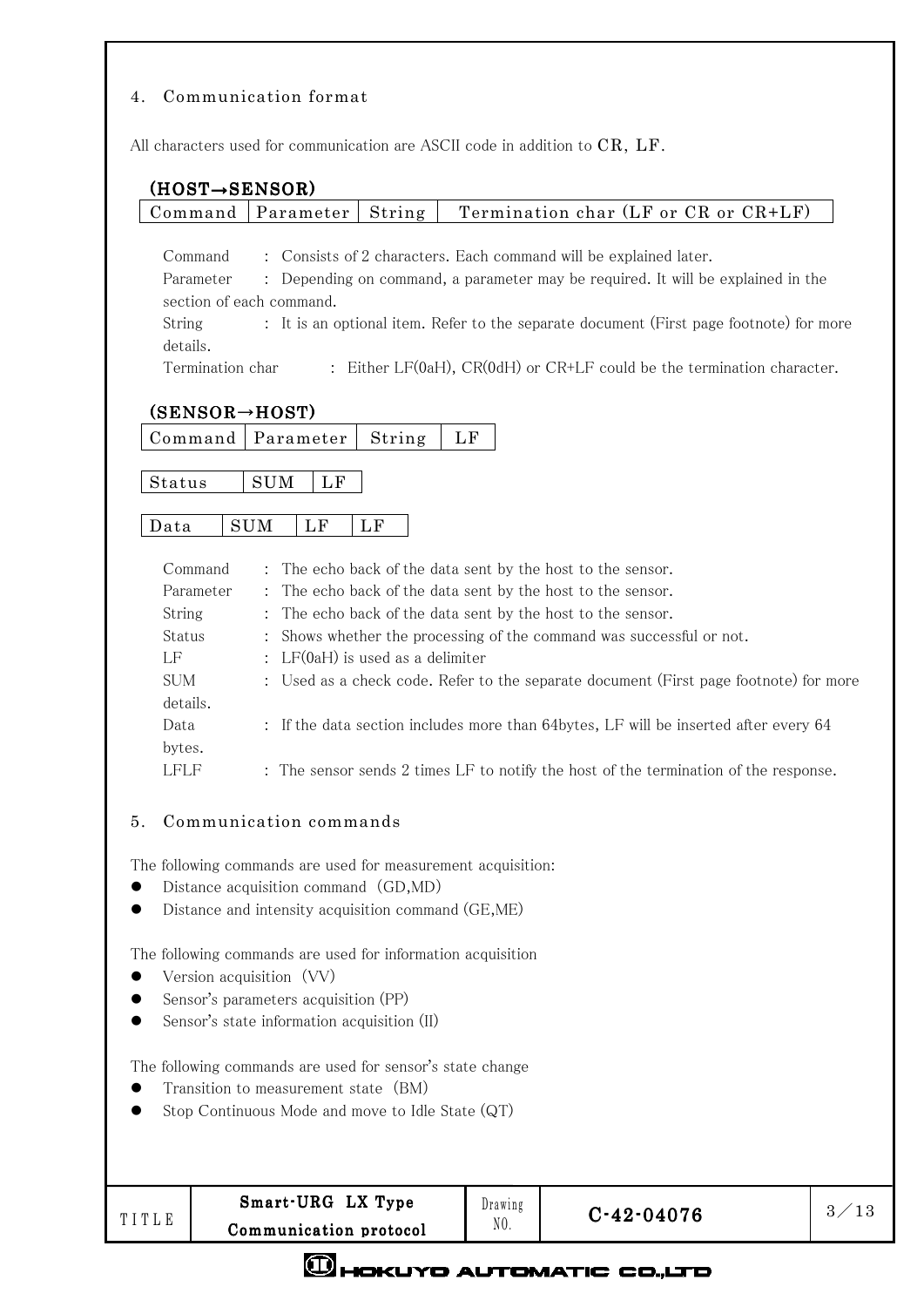## 4. Communication format

All characters used for communication are ASCII code in addition to CR, LF.

**(HOST→SENSOR)**

| Command | Parameter | String | Termination char (LF or CR or CR+LF) |
|---|---|---|---|

Command : Consists of 2 characters. Each command will be explained later.

Parameter : Depending on command, a parameter may be required. It will be explained in the section of each command.

String : It is an optional item. Refer to the separate document (First page footnote) for more details.

Termination char : Either LF(0aH), CR(0dH) or CR+LF could be the termination character.

**(SENSOR→HOST)**

| Command | Parameter | String | LF |
|---|---|---|---|

| Status | SUM | LF |
|---|---|---|

| Data | SUM | LF | LF |
|---|---|---|---|

Command : The echo back of the data sent by the host to the sensor.

Parameter : The echo back of the data sent by the host to the sensor.

String : The echo back of the data sent by the host to the sensor.

Status : Shows whether the processing of the command was successful or not.

LF : LF(0aH) is used as a delimiter

SUM : Used as a check code. Refer to the separate document (First page footnote) for more details.

Data : If the data section includes more than 64bytes, LF will be inserted after every 64 bytes.

LFLF : The sensor sends 2 times LF to notify the host of the termination of the response.

## 5. Communication commands

The following commands are used for measurement acquisition:

- Distance acquisition command（GD,MD）
- Distance and intensity acquisition command (GE,ME)

The following commands are used for information acquisition

- Version acquisition（VV）
- Sensor's parameters acquisition (PP)
- Sensor's state information acquisition (II)

The following commands are used for sensor's state change

- Transition to measurement state（BM）
- Stop Continuous Mode and move to Idle State (QT)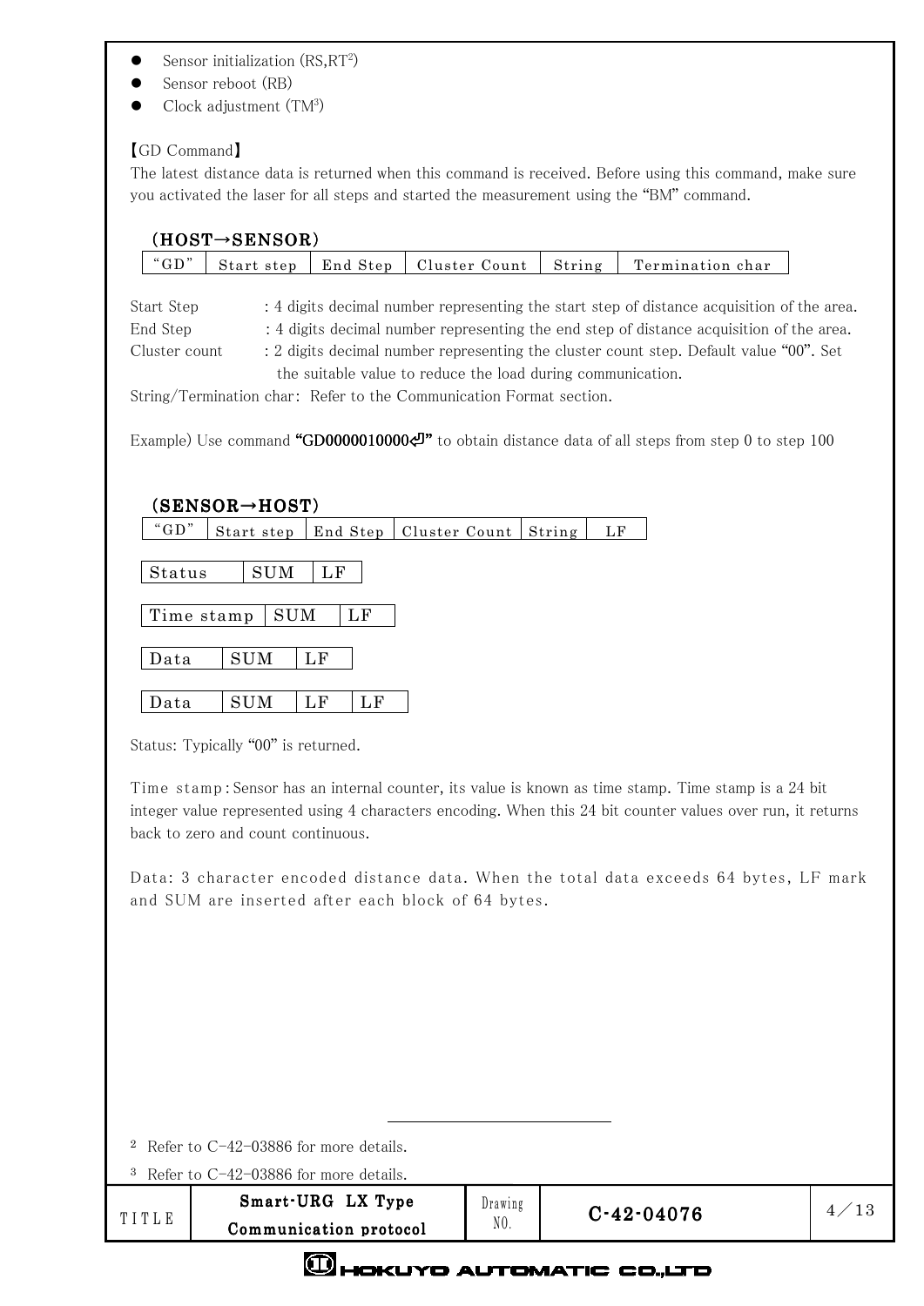- Sensor initialization (RS,RT[2])
- Sensor reboot (RB)
- Clock adjustment (TM[3])

【GD Command】

The latest distance data is returned when this command is received. Before using this command, make sure you activated the laser for all steps and started the measurement using the "BM" command.

**(HOST→SENSOR)**

| "GD" | Start step | End Step | Cluster Count | String | Termination char |
|---|---|---|---|---|---|

Start Step : 4 digits decimal number representing the start step of distance acquisition of the area.

End Step : 4 digits decimal number representing the end step of distance acquisition of the area.

Cluster count : 2 digits decimal number representing the cluster count step. Default value "00". Set the suitable value to reduce the load during communication.

String/Termination char: Refer to the Communication Format section.

Example) Use command **"GD0000010000⏎"** to obtain distance data of all steps from step 0 to step 100

**(SENSOR→HOST)**

| "GD" | Start step | End Step | Cluster Count | String | LF |
|---|---|---|---|---|---|

| Status | SUM | LF |
|---|---|---|

| Time stamp | SUM | LF |
|---|---|---|

| Data | SUM | LF |
|---|---|---|

| Data | SUM | LF | LF |
|---|---|---|---|

Status: Typically "00" is returned.

Time stamp: Sensor has an internal counter, its value is known as time stamp. Time stamp is a 24 bit integer value represented using 4 characters encoding. When this 24 bit counter values over run, it returns back to zero and count continuous.

Data: 3 character encoded distance data. When the total data exceeds 64 bytes, LF mark and SUM are inserted after each block of 64 bytes.

---

[2] Refer to C-42-03886 for more details.

[3] Refer to C-42-03886 for more details.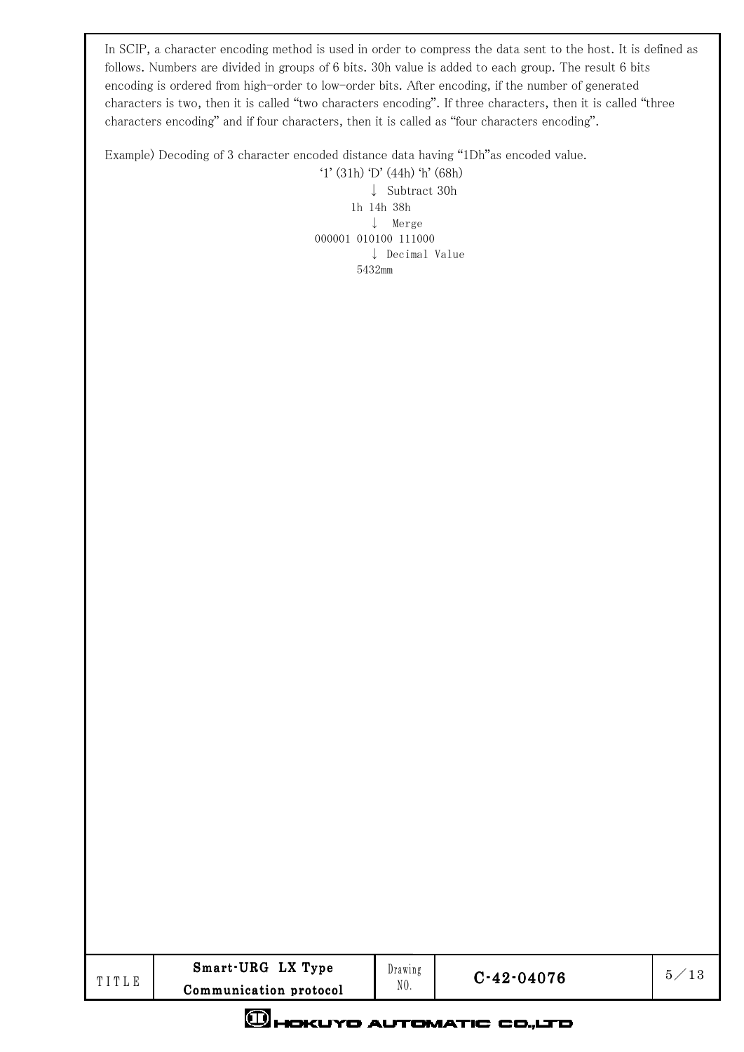In SCIP, a character encoding method is used in order to compress the data sent to the host. It is defined as follows. Numbers are divided in groups of 6 bits. 30h value is added to each group. The result 6 bits encoding is ordered from high-order to low-order bits. After encoding, if the number of generated characters is two, then it is called "two characters encoding". If three characters, then it is called "three characters encoding" and if four characters, then it is called as "four characters encoding".

Example) Decoding of 3 character encoded distance data having "1Dh"as encoded value.

```
'1' (31h) 'D' (44h) 'h' (68h)
        ↓  Subtract 30h
     1h 14h 38h
        ↓  Merge
  000001 010100 111000
        ↓  Decimal Value
       5432mm
```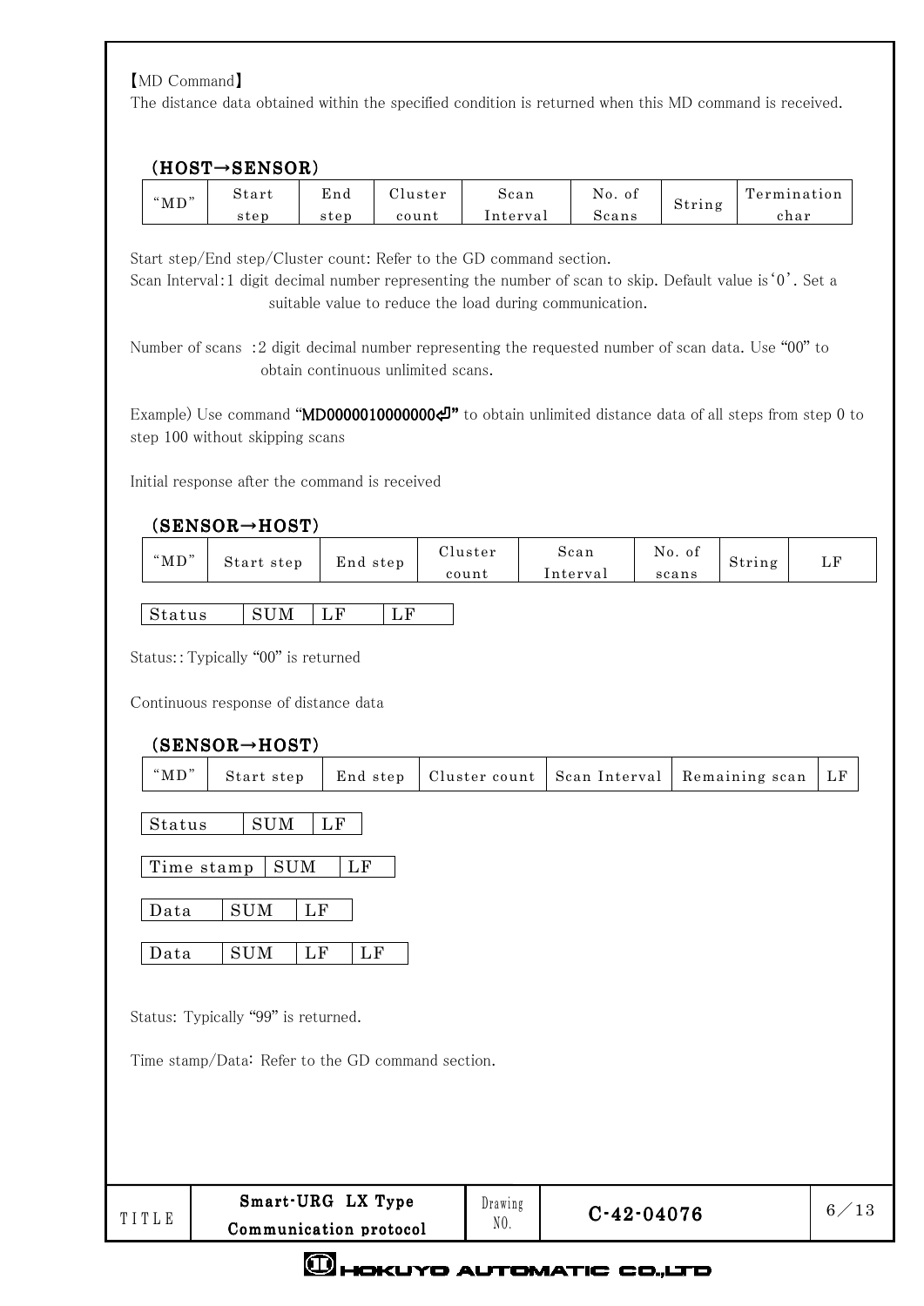【MD Command】

The distance data obtained within the specified condition is returned when this MD command is received.

### (HOST→SENSOR)

| "MD" | Start step | End step | Cluster count | Scan Interval | No. of Scans | String | Termination char |
|---|---|---|---|---|---|---|---|

Start step/End step/Cluster count: Refer to the GD command section.

Scan Interval : 1 digit decimal number representing the number of scan to skip. Default value is'0'. Set a suitable value to reduce the load during communication.

Number of scans : 2 digit decimal number representing the requested number of scan data. Use "00" to obtain continuous unlimited scans.

Example) Use command "**MD0000010000000⏎**" to obtain unlimited distance data of all steps from step 0 to step 100 without skipping scans

Initial response after the command is received

### (SENSOR→HOST)

| "MD" | Start step | End step | Cluster count | Scan Interval | No. of scans | String | LF |
|---|---|---|---|---|---|---|---|

| Status | SUM | LF | LF |
|---|---|---|---|

Status: : Typically "00" is returned

Continuous response of distance data

### (SENSOR→HOST)

| "MD" | Start step | End step | Cluster count | Scan Interval | Remaining scan | LF |
|---|---|---|---|---|---|---|

| Status | SUM | LF |
|---|---|---|

| Time stamp | SUM | LF |
|---|---|---|

| Data | SUM | LF |
|---|---|---|

| Data | SUM | LF | LF |
|---|---|---|---|

Status: Typically "99" is returned.

Time stamp/Data: Refer to the GD command section.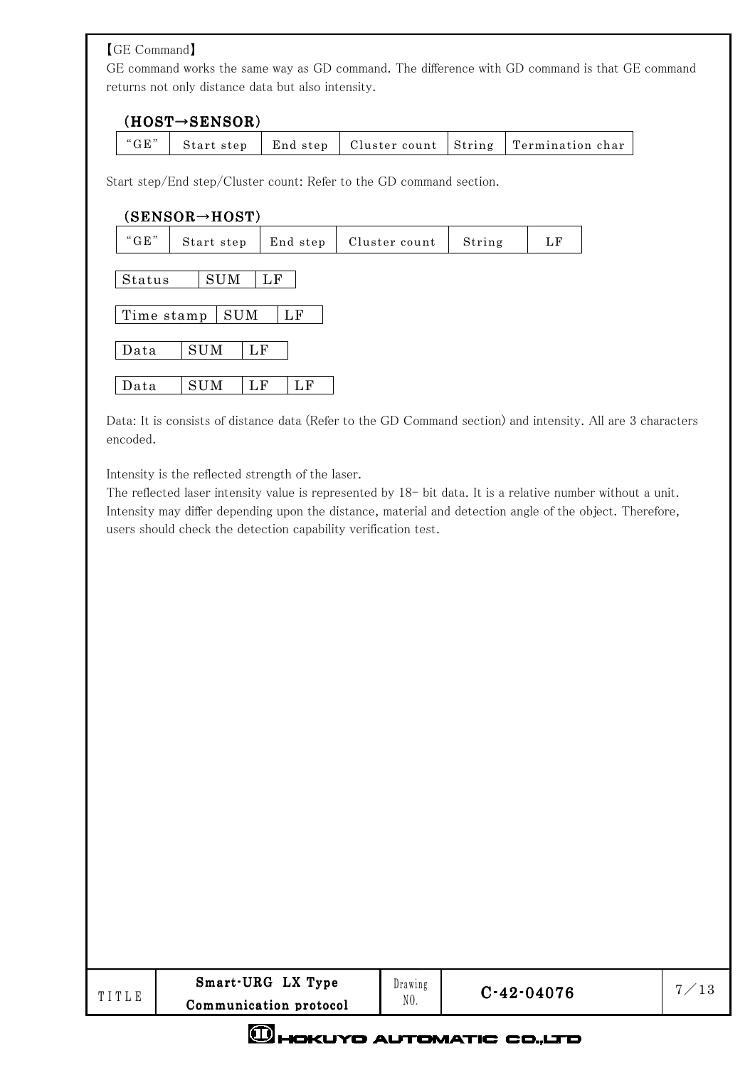【GE Command】

GE command works the same way as GD command. The difference with GD command is that GE command returns not only distance data but also intensity.

### (HOST→SENSOR)

| "GE" | Start step | End step | Cluster count | String | Termination char |
|---|---|---|---|---|---|

Start step/End step/Cluster count: Refer to the GD command section.

### (SENSOR→HOST)

| "GE" | Start step | End step | Cluster count | String | LF |
|---|---|---|---|---|---|

| Status | SUM | LF |
|---|---|---|

| Time stamp | SUM | LF |
|---|---|---|

| Data | SUM | LF |
|---|---|---|

| Data | SUM | LF | LF |
|---|---|---|---|

Data: It is consists of distance data (Refer to the GD Command section) and intensity. All are 3 characters encoded.

Intensity is the reflected strength of the laser.

The reflected laser intensity value is represented by 18- bit data. It is a relative number without a unit. Intensity may differ depending upon the distance, material and detection angle of the object. Therefore, users should check the detection capability verification test.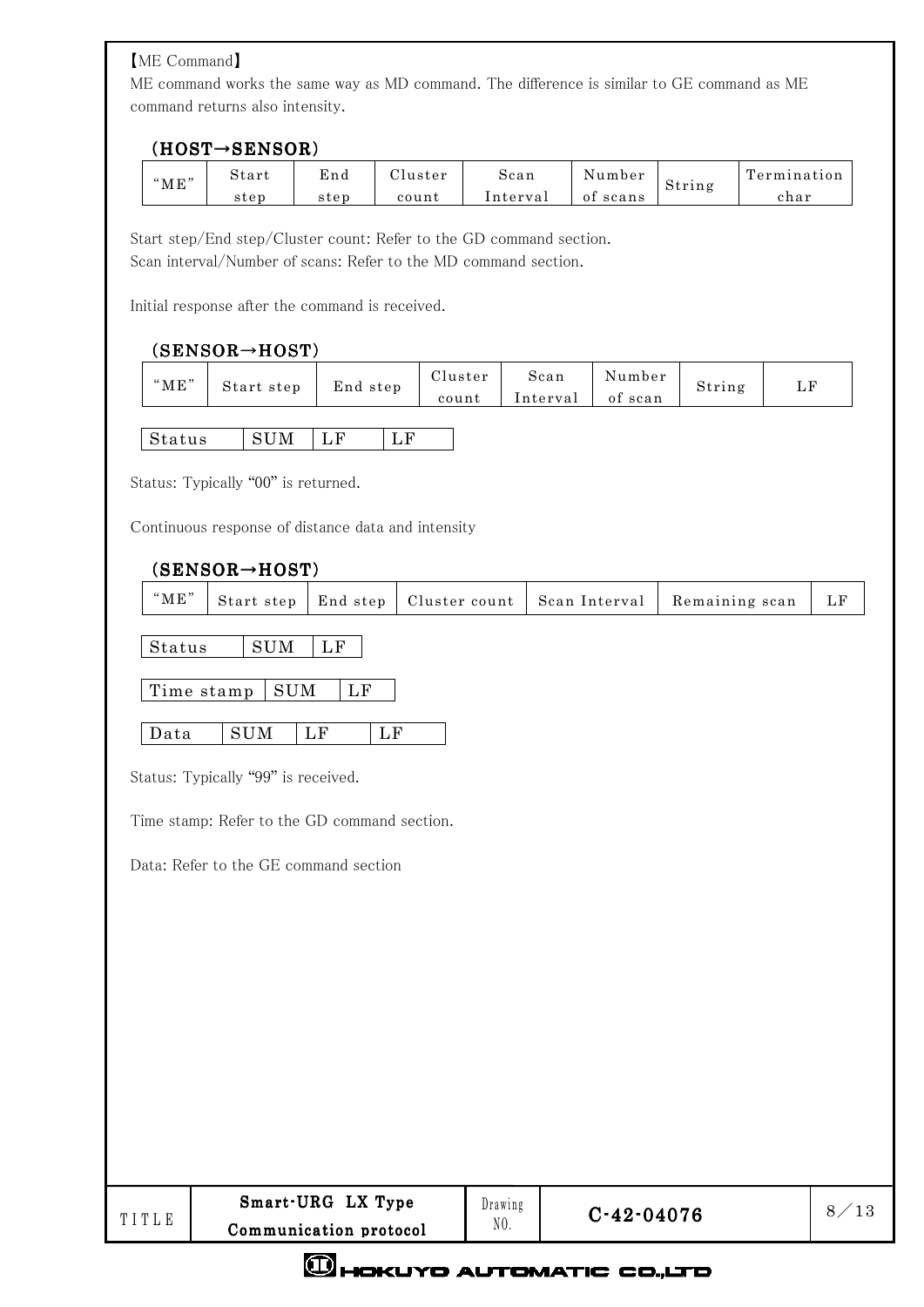【ME Command】

ME command works the same way as MD command. The difference is similar to GE command as ME command returns also intensity.

### (HOST→SENSOR)

| "ME" | Start step | End step | Cluster count | Scan Interval | Number of scans | String | Termination char |
|---|---|---|---|---|---|---|---|

Start step/End step/Cluster count: Refer to the GD command section.
Scan interval/Number of scans: Refer to the MD command section.

Initial response after the command is received.

### (SENSOR→HOST)

| "ME" | Start step | End step | Cluster count | Scan Interval | Number of scan | String | LF |
|---|---|---|---|---|---|---|---|

| Status | SUM | LF | LF |
|---|---|---|---|

Status: Typically "00" is returned.

Continuous response of distance data and intensity

### (SENSOR→HOST)

| "ME" | Start step | End step | Cluster count | Scan Interval | Remaining scan | LF |
|---|---|---|---|---|---|---|

| Status | SUM | LF |
|---|---|---|

| Time stamp | SUM | LF |
|---|---|---|

| Data | SUM | LF | LF |
|---|---|---|---|

Status: Typically "99" is received.

Time stamp: Refer to the GD command section.

Data: Refer to the GE command section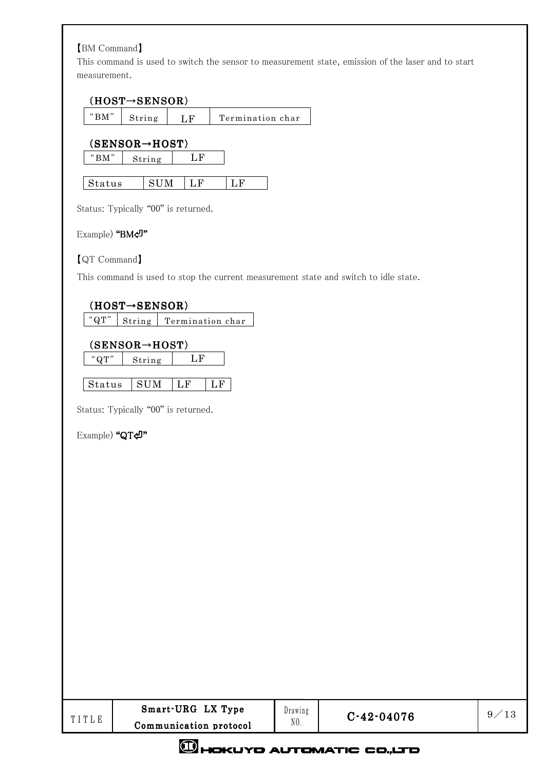【BM Command】

This command is used to switch the sensor to measurement state, emission of the laser and to start measurement.

**(HOST→SENSOR)**

| "BM" | String | LF | Termination char |
|---|---|---|---|

**(SENSOR→HOST)**

| "BM" | String | LF |
|---|---|---|

| Status | SUM | LF | LF |
|---|---|---|---|

Status: Typically "00" is returned.

Example) **"BM⏎"**

【QT Command】

This command is used to stop the current measurement state and switch to idle state.

**(HOST→SENSOR)**

| "QT" | String | Termination char |
|---|---|---|

**(SENSOR→HOST)**

| "QT" | String | LF |
|---|---|---|

| Status | SUM | LF | LF |
|---|---|---|---|

Status: Typically "00" is returned.

Example) **"QT⏎"**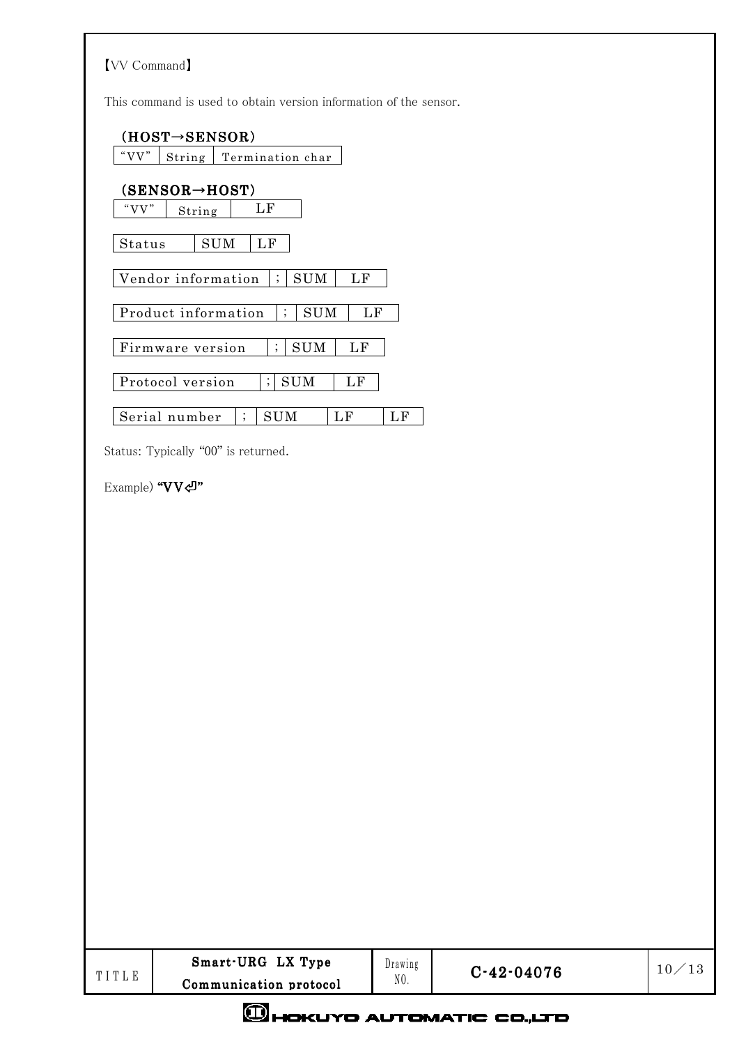【VV Command】

This command is used to obtain version information of the sensor.

**（HOST→SENSOR）**

| “VV” | String | Termination char |
|---|---|---|

**（SENSOR→HOST）**

| “VV” | String | LF |
|---|---|---|

| Status | SUM | LF |
|---|---|---|

| Vendor information | ; | SUM | LF |
|---|---|---|---|

| Product information | ; | SUM | LF |
|---|---|---|---|

| Firmware version | ; | SUM | LF |
|---|---|---|---|

| Protocol version | ; | SUM | LF |
|---|---|---|---|

| Serial number | ; | SUM | LF | LF |
|---|---|---|---|---|

Status: Typically “00” is returned.

Example) **“VV⏎”**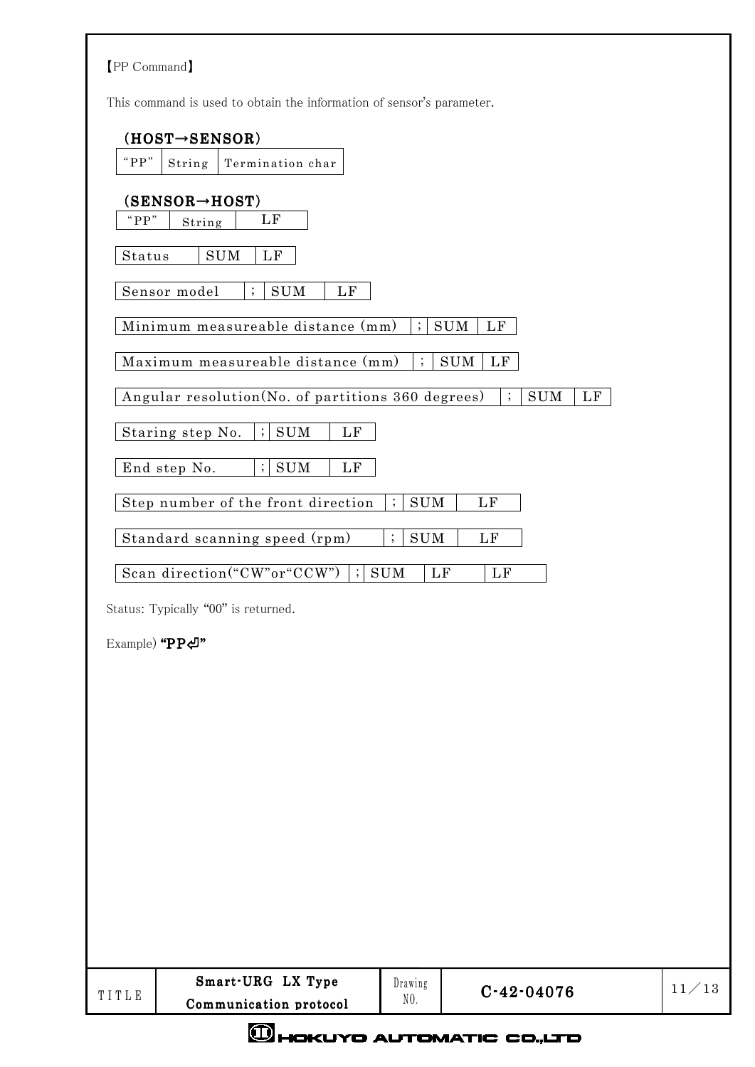【PP Command】

This command is used to obtain the information of sensor's parameter.

**(HOST→SENSOR)**

| "PP" | String | Termination char |
|---|---|---|

**(SENSOR→HOST)**

| "PP" | String | LF |
|---|---|---|

| Status | SUM | LF |
|---|---|---|

| Sensor model | ; | SUM | LF |
|---|---|---|---|

| Minimum measureable distance (mm) | ; | SUM | LF |
|---|---|---|---|

| Maximum measureable distance (mm) | ; | SUM | LF |
|---|---|---|---|

| Angular resolution(No. of partitions 360 degrees) | ; | SUM | LF |
|---|---|---|---|

| Staring step No. | ; | SUM | LF |
|---|---|---|---|

| End step No. | ; | SUM | LF |
|---|---|---|---|

| Step number of the front direction | ; | SUM | LF |
|---|---|---|---|

| Standard scanning speed (rpm) | ; | SUM | LF |
|---|---|---|---|

| Scan direction("CW"or"CCW") | ; | SUM | LF | LF |
|---|---|---|---|---|

Status: Typically "00" is returned.

Example) **"PP⏎"**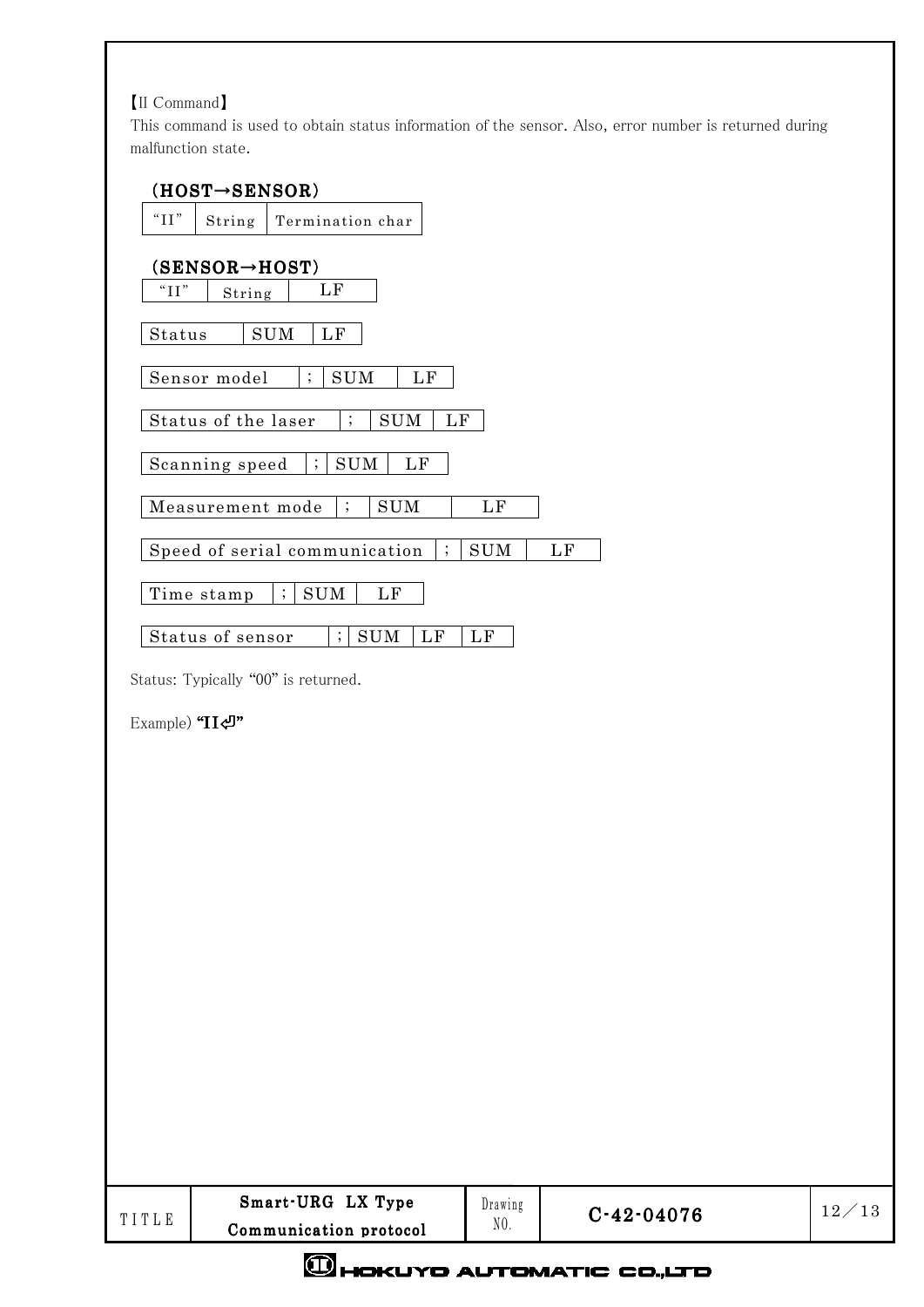【II Command】

This command is used to obtain status information of the sensor. Also, error number is returned during malfunction state.

**(HOST→SENSOR)**

| "II" | String | Termination char |
|---|---|---|

**(SENSOR→HOST)**

| "II" | String | LF |
|---|---|---|

| Status | SUM | LF |
|---|---|---|

| Sensor model | ; | SUM | LF |
|---|---|---|---|

| Status of the laser | ; | SUM | LF |
|---|---|---|---|

| Scanning speed | ; | SUM | LF |
|---|---|---|---|

| Measurement mode | ; | SUM | LF |
|---|---|---|---|

| Speed of serial communication | ; | SUM | LF |
|---|---|---|---|

| Time stamp | ; | SUM | LF |
|---|---|---|---|

| Status of sensor | ; | SUM | LF | LF |
|---|---|---|---|---|

Status: Typically "00" is returned.

Example) **"II⏎"**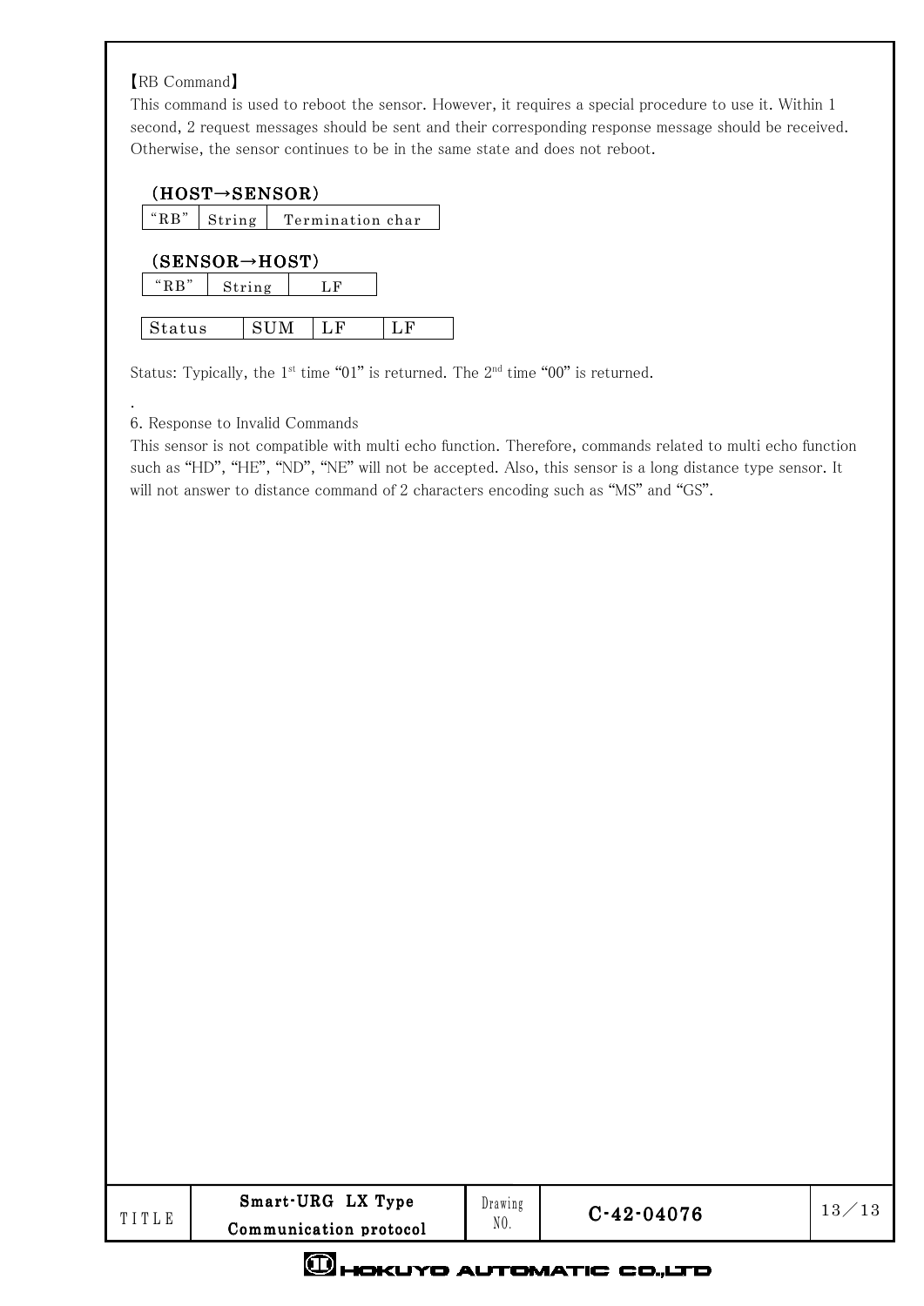【RB Command】

This command is used to reboot the sensor. However, it requires a special procedure to use it. Within 1 second, 2 request messages should be sent and their corresponding response message should be received. Otherwise, the sensor continues to be in the same state and does not reboot.

**(HOST→SENSOR)**

| | | |
|---|---|---|
| "RB" | String | Termination char |

**(SENSOR→HOST)**

| | | |
|---|---|---|
| "RB" | String | LF |

| | | | |
|---|---|---|---|
| Status | SUM | LF | LF |

Status: Typically, the 1st time "01" is returned. The 2nd time "00" is returned.

.

6. Response to Invalid Commands

This sensor is not compatible with multi echo function. Therefore, commands related to multi echo function such as "HD", "HE", "ND", "NE" will not be accepted. Also, this sensor is a long distance type sensor. It will not answer to distance command of 2 characters encoding such as "MS" and "GS".